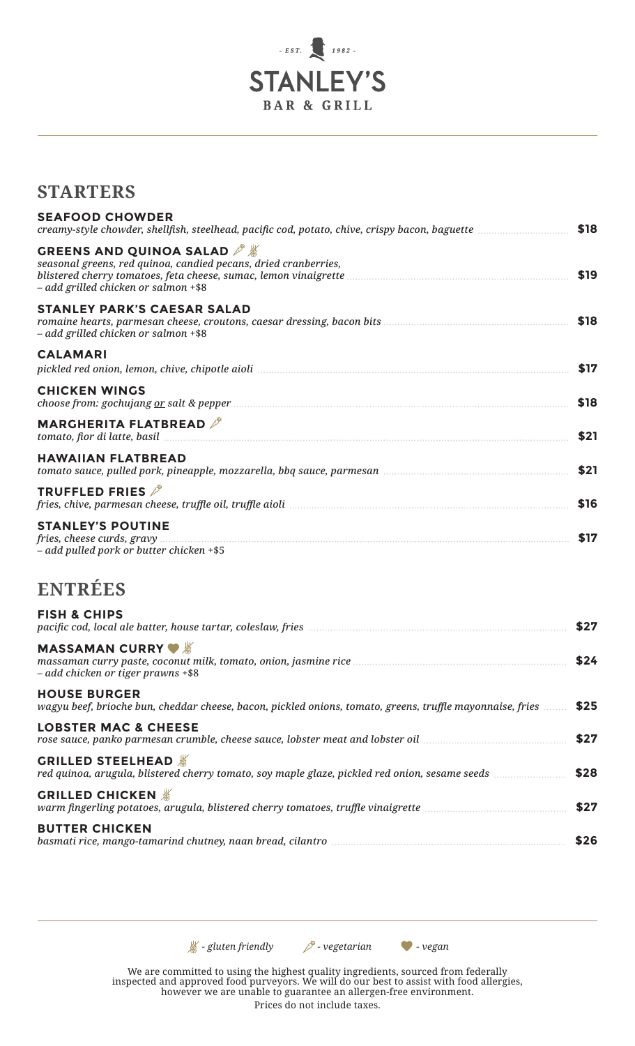- EST. 1982 -

# STANLEY'S

BAR & GRILL

## STARTERS

**SEAFOOD CHOWDER**
*creamy-style chowder, shellfish, steelhead, pacific cod, potato, chive, crispy bacon, baguette* ........ $18

**GREENS AND QUINOA SALAD** (vegetarian) (gluten friendly)
*seasonal greens, red quinoa, candied pecans, dried cranberries,*
*blistered cherry tomatoes, feta cheese, sumac, lemon vinaigrette* ........ $19
*– add grilled chicken or salmon* +$8

**STANLEY PARK'S CAESAR SALAD**
*romaine hearts, parmesan cheese, croutons, caesar dressing, bacon bits* ........ $18
*– add grilled chicken or salmon* +$8

**CALAMARI**
*pickled red onion, lemon, chive, chipotle aioli* ........ $17

**CHICKEN WINGS**
*choose from: gochujang or salt & pepper* ........ $18

**MARGHERITA FLATBREAD** (vegetarian)
*tomato, fior di latte, basil* ........ $21

**HAWAIIAN FLATBREAD**
*tomato sauce, pulled pork, pineapple, mozzarella, bbq sauce, parmesan* ........ $21

**TRUFFLED FRIES** (vegetarian)
*fries, chive, parmesan cheese, truffle oil, truffle aioli* ........ $16

**STANLEY'S POUTINE**
*fries, cheese curds, gravy* ........ $17
*– add pulled pork or butter chicken* +$5

## ENTRÉES

**FISH & CHIPS**
*pacific cod, local ale batter, house tartar, coleslaw, fries* ........ $27

**MASSAMAN CURRY** (vegan) (gluten friendly)
*massaman curry paste, coconut milk, tomato, onion, jasmine rice* ........ $24
*– add chicken or tiger prawns* +$8

**HOUSE BURGER**
*wagyu beef, brioche bun, cheddar cheese, bacon, pickled onions, tomato, greens, truffle mayonnaise, fries* ........ $25

**LOBSTER MAC & CHEESE**
*rose sauce, panko parmesan crumble, cheese sauce, lobster meat and lobster oil* ........ $27

**GRILLED STEELHEAD** (gluten friendly)
*red quinoa, arugula, blistered cherry tomato, soy maple glaze, pickled red onion, sesame seeds* ........ $28

**GRILLED CHICKEN** (gluten friendly)
*warm fingerling potatoes, arugula, blistered cherry tomatoes, truffle vinaigrette* ........ $27

**BUTTER CHICKEN**
*basmati rice, mango-tamarind chutney, naan bread, cilantro* ........ $26

---

*- gluten friendly* *- vegetarian* *- vegan*

We are committed to using the highest quality ingredients, sourced from federally inspected and approved food purveyors. We will do our best to assist with food allergies, however we are unable to guarantee an allergen-free environment.

Prices do not include taxes.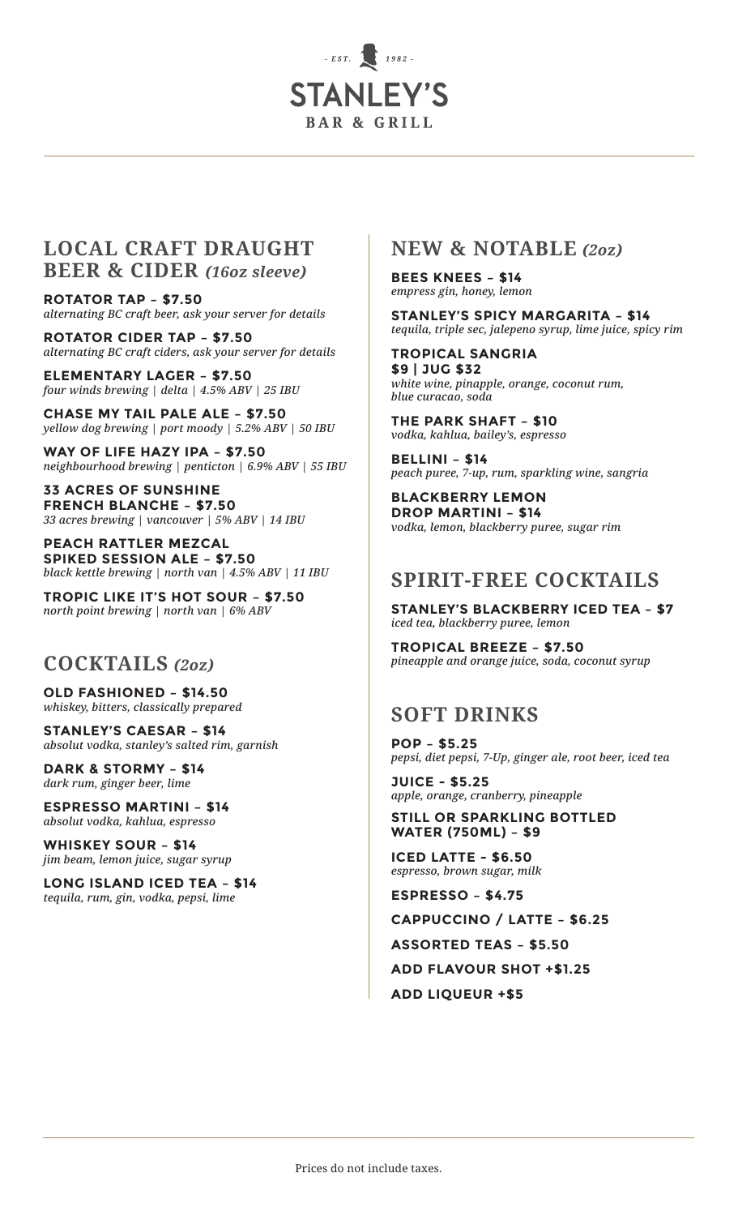- EST. 1982 -

# STANLEY'S

BAR & GRILL

## LOCAL CRAFT DRAUGHT BEER & CIDER *(16oz sleeve)*

**ROTATOR TAP – $7.50**
*alternating BC craft beer, ask your server for details*

**ROTATOR CIDER TAP – $7.50**
*alternating BC craft ciders, ask your server for details*

**ELEMENTARY LAGER – $7.50**
*four winds brewing | delta | 4.5% ABV | 25 IBU*

**CHASE MY TAIL PALE ALE – $7.50**
*yellow dog brewing | port moody | 5.2% ABV | 50 IBU*

**WAY OF LIFE HAZY IPA – $7.50**
*neighbourhood brewing | penticton | 6.9% ABV | 55 IBU*

**33 ACRES OF SUNSHINE FRENCH BLANCHE – $7.50**
*33 acres brewing | vancouver | 5% ABV | 14 IBU*

**PEACH RATTLER MEZCAL SPIKED SESSION ALE – $7.50**
*black kettle brewing | north van | 4.5% ABV | 11 IBU*

**TROPIC LIKE IT'S HOT SOUR – $7.50**
*north point brewing | north van | 6% ABV*

## COCKTAILS *(2oz)*

**OLD FASHIONED – $14.50**
*whiskey, bitters, classically prepared*

**STANLEY'S CAESAR – $14**
*absolut vodka, stanley's salted rim, garnish*

**DARK & STORMY – $14**
*dark rum, ginger beer, lime*

**ESPRESSO MARTINI – $14**
*absolut vodka, kahlua, espresso*

**WHISKEY SOUR – $14**
*jim beam, lemon juice, sugar syrup*

**LONG ISLAND ICED TEA – $14**
*tequila, rum, gin, vodka, pepsi, lime*

## NEW & NOTABLE *(2oz)*

**BEES KNEES – $14**
*empress gin, honey, lemon*

**STANLEY'S SPICY MARGARITA – $14**
*tequila, triple sec, jalepeno syrup, lime juice, spicy rim*

**TROPICAL SANGRIA $9 | JUG $32**
*white wine, pinapple, orange, coconut rum, blue curacao, soda*

**THE PARK SHAFT – $10**
*vodka, kahlua, bailey's, espresso*

**BELLINI – $14**
*peach puree, 7-up, rum, sparkling wine, sangria*

**BLACKBERRY LEMON DROP MARTINI – $14**
*vodka, lemon, blackberry puree, sugar rim*

## SPIRIT-FREE COCKTAILS

**STANLEY'S BLACKBERRY ICED TEA – $7**
*iced tea, blackberry puree, lemon*

**TROPICAL BREEZE – $7.50**
*pineapple and orange juice, soda, coconut syrup*

## SOFT DRINKS

**POP – $5.25**
*pepsi, diet pepsi, 7-Up, ginger ale, root beer, iced tea*

**JUICE – $5.25**
*apple, orange, cranberry, pineapple*

**STILL OR SPARKLING BOTTLED WATER (750ML) – $9**

**ICED LATTE – $6.50**
*espresso, brown sugar, milk*

**ESPRESSO – $4.75**

**CAPPUCCINO / LATTE – $6.25**

**ASSORTED TEAS – $5.50**

**ADD FLAVOUR SHOT +$1.25**

**ADD LIQUEUR +$5**

Prices do not include taxes.